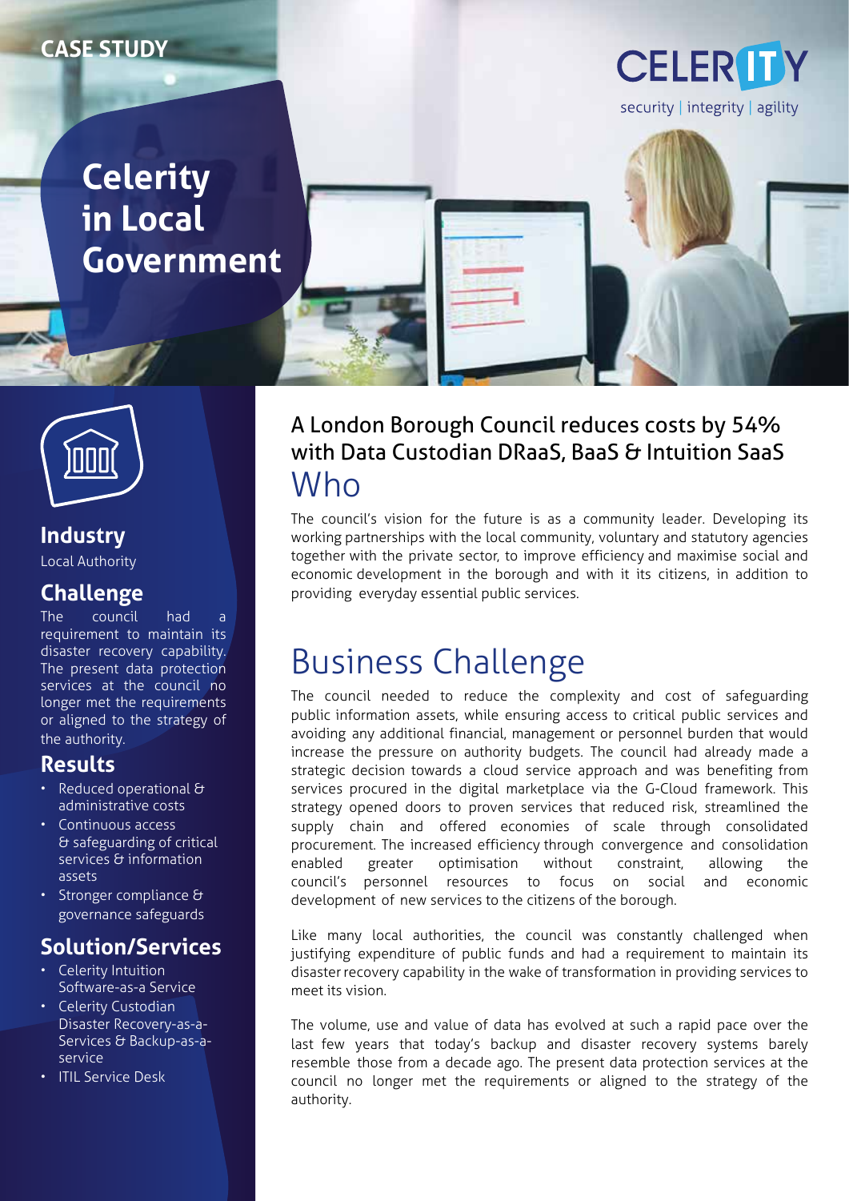CASE STUDY

CELERITY
security | integrity | agility

# Celerity in Local Government

## Industry
Local Authority

## Challenge
The council had a requirement to maintain its disaster recovery capability. The present data protection services at the council no longer met the requirements or aligned to the strategy of the authority.

## Results
- Reduced operational & administrative costs
- Continuous access & safeguarding of critical services & information assets
- Stronger compliance & governance safeguards

## Solution/Services
- Celerity Intuition Software-as-a Service
- Celerity Custodian Disaster Recovery-as-a-Services & Backup-as-a-service
- ITIL Service Desk

### A London Borough Council reduces costs by 54% with Data Custodian DRaaS, BaaS & Intuition SaaS

## Who

The council's vision for the future is as a community leader. Developing its working partnerships with the local community, voluntary and statutory agencies together with the private sector, to improve efficiency and maximise social and economic development in the borough and with it its citizens, in addition to providing everyday essential public services.

## Business Challenge

The council needed to reduce the complexity and cost of safeguarding public information assets, while ensuring access to critical public services and avoiding any additional financial, management or personnel burden that would increase the pressure on authority budgets. The council had already made a strategic decision towards a cloud service approach and was benefiting from services procured in the digital marketplace via the G-Cloud framework. This strategy opened doors to proven services that reduced risk, streamlined the supply chain and offered economies of scale through consolidated procurement. The increased efficiency through convergence and consolidation enabled greater optimisation without constraint, allowing the council's personnel resources to focus on social and economic development of new services to the citizens of the borough.

Like many local authorities, the council was constantly challenged when justifying expenditure of public funds and had a requirement to maintain its disaster recovery capability in the wake of transformation in providing services to meet its vision.

The volume, use and value of data has evolved at such a rapid pace over the last few years that today's backup and disaster recovery systems barely resemble those from a decade ago. The present data protection services at the council no longer met the requirements or aligned to the strategy of the authority.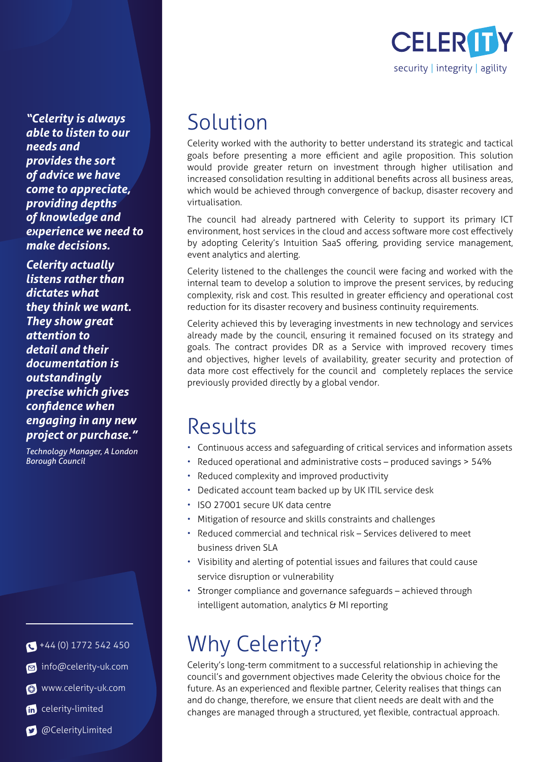CELERITY

security | integrity | agility

***"Celerity is always able to listen to our needs and provides the sort of advice we have come to appreciate, providing depths of knowledge and experience we need to make decisions.***

***Celerity actually listens rather than dictates what they think we want. They show great attention to detail and their documentation is outstandingly precise which gives confidence when engaging in any new project or purchase."***

*Technology Manager, A London Borough Council*

+44 (0) 1772 542 450

info@celerity-uk.com

www.celerity-uk.com

celerity-limited

@CelerityLimited

# Solution

Celerity worked with the authority to better understand its strategic and tactical goals before presenting a more efficient and agile proposition. This solution would provide greater return on investment through higher utilisation and increased consolidation resulting in additional benefits across all business areas, which would be achieved through convergence of backup, disaster recovery and virtualisation.

The council had already partnered with Celerity to support its primary ICT environment, host services in the cloud and access software more cost effectively by adopting Celerity's Intuition SaaS offering, providing service management, event analytics and alerting.

Celerity listened to the challenges the council were facing and worked with the internal team to develop a solution to improve the present services, by reducing complexity, risk and cost. This resulted in greater efficiency and operational cost reduction for its disaster recovery and business continuity requirements.

Celerity achieved this by leveraging investments in new technology and services already made by the council, ensuring it remained focused on its strategy and goals. The contract provides DR as a Service with improved recovery times and objectives, higher levels of availability, greater security and protection of data more cost effectively for the council and completely replaces the service previously provided directly by a global vendor.

# Results

- Continuous access and safeguarding of critical services and information assets
- Reduced operational and administrative costs – produced savings > 54%
- Reduced complexity and improved productivity
- Dedicated account team backed up by UK ITIL service desk
- ISO 27001 secure UK data centre
- Mitigation of resource and skills constraints and challenges
- Reduced commercial and technical risk – Services delivered to meet business driven SLA
- Visibility and alerting of potential issues and failures that could cause service disruption or vulnerability
- Stronger compliance and governance safeguards – achieved through intelligent automation, analytics & MI reporting

# Why Celerity?

Celerity's long-term commitment to a successful relationship in achieving the council's and government objectives made Celerity the obvious choice for the future. As an experienced and flexible partner, Celerity realises that things can and do change, therefore, we ensure that client needs are dealt with and the changes are managed through a structured, yet flexible, contractual approach.